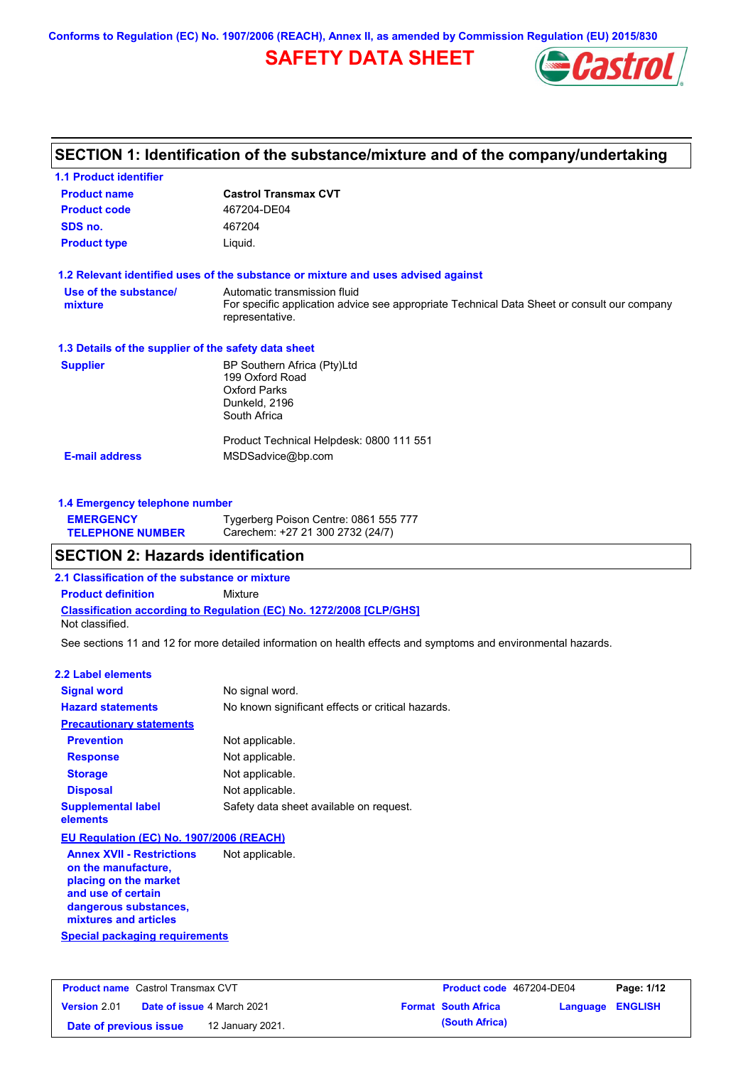Conforms to Regulation (EC) No. 1907/2006 (REACH), Annex II, as amended by Commission Regulation (EU) 2015/830

# SAFETY DATA SHEET

## SECTION 1: Identification of the substance/mixture and of the company/undertaking

### 1.1 Product identifier

| | |
|---|---|
| **Product name** | **Castrol Transmax CVT** |
| **Product code** | 467204-DE04 |
| **SDS no.** | 467204 |
| **Product type** | Liquid. |

### 1.2 Relevant identified uses of the substance or mixture and uses advised against

**Use of the substance/ mixture**: Automatic transmission fluid
For specific application advice see appropriate Technical Data Sheet or consult our company representative.

### 1.3 Details of the supplier of the safety data sheet

**Supplier**: BP Southern Africa (Pty)Ltd
199 Oxford Road
Oxford Parks
Dunkeld, 2196
South Africa

Product Technical Helpdesk: 0800 111 551

**E-mail address**: MSDSadvice@bp.com

### 1.4 Emergency telephone number

**EMERGENCY TELEPHONE NUMBER**: Tygerberg Poison Centre: 0861 555 777
Carechem: +27 21 300 2732 (24/7)

## SECTION 2: Hazards identification

### 2.1 Classification of the substance or mixture

**Product definition**: Mixture

**Classification according to Regulation (EC) No. 1272/2008 [CLP/GHS]**
Not classified.

See sections 11 and 12 for more detailed information on health effects and symptoms and environmental hazards.

### 2.2 Label elements

| | |
|---|---|
| **Signal word** | No signal word. |
| **Hazard statements** | No known significant effects or critical hazards. |

**Precautionary statements**

| | |
|---|---|
| **Prevention** | Not applicable. |
| **Response** | Not applicable. |
| **Storage** | Not applicable. |
| **Disposal** | Not applicable. |
| **Supplemental label elements** | Safety data sheet available on request. |

**EU Regulation (EC) No. 1907/2006 (REACH)**

**Annex XVII - Restrictions on the manufacture, placing on the market and use of certain dangerous substances, mixtures and articles**: Not applicable.

**Special packaging requirements**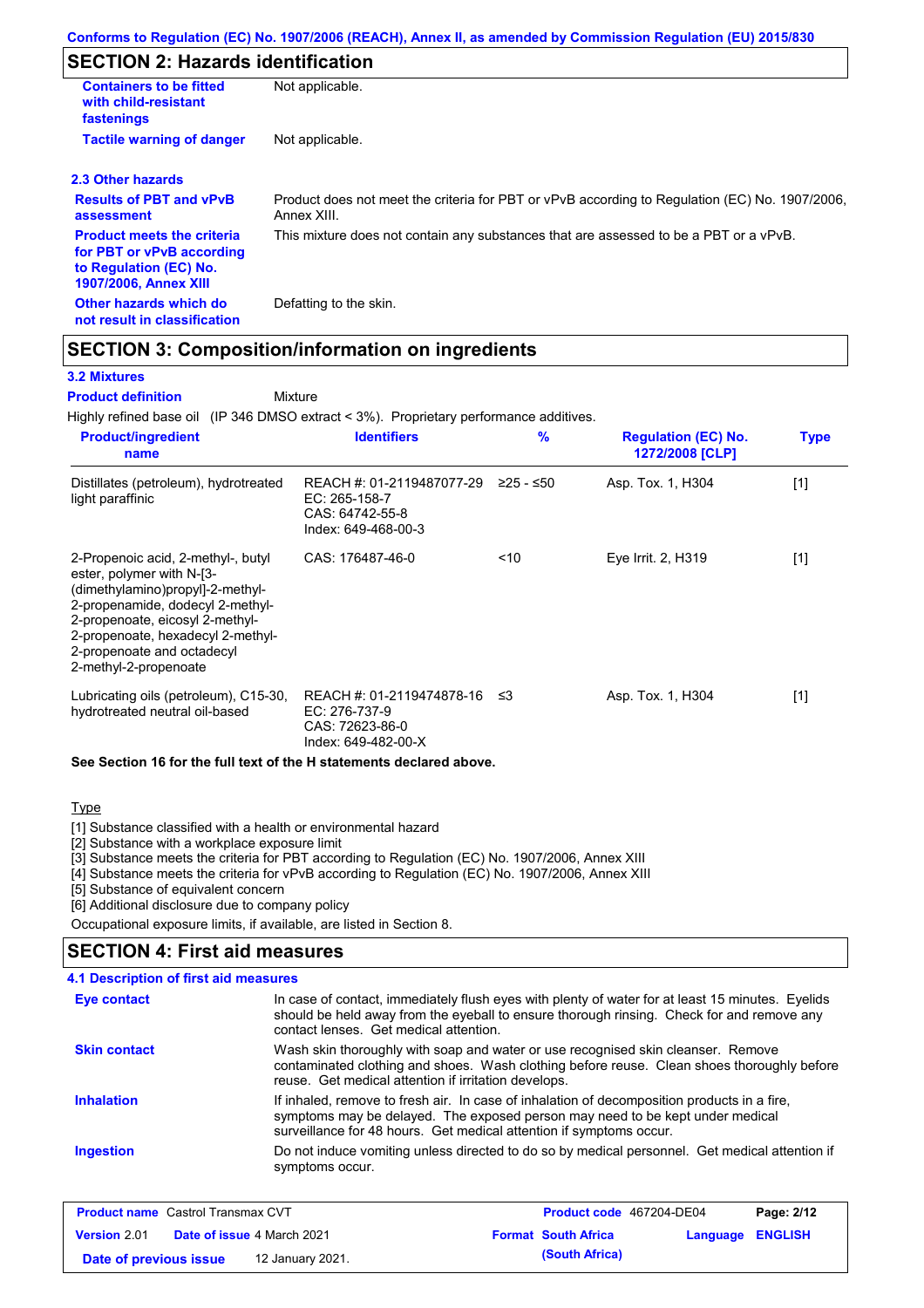## SECTION 2: Hazards identification

| | |
|---|---|
| **Containers to be fitted with child-resistant fastenings** | Not applicable. |
| **Tactile warning of danger** | Not applicable. |

### 2.3 Other hazards

| | |
|---|---|
| **Results of PBT and vPvB assessment** | Product does not meet the criteria for PBT or vPvB according to Regulation (EC) No. 1907/2006, Annex XIII. |
| **Product meets the criteria for PBT or vPvB according to Regulation (EC) No. 1907/2006, Annex XIII** | This mixture does not contain any substances that are assessed to be a PBT or a vPvB. |
| **Other hazards which do not result in classification** | Defatting to the skin. |

## SECTION 3: Composition/information on ingredients

### 3.2 Mixtures

**Product definition** Mixture

Highly refined base oil (IP 346 DMSO extract < 3%). Proprietary performance additives.

| Product/ingredient name | Identifiers | % | Regulation (EC) No. 1272/2008 [CLP] | Type |
|---|---|---|---|---|
| Distillates (petroleum), hydrotreated light paraffinic | REACH #: 01-2119487077-29<br>EC: 265-158-7<br>CAS: 64742-55-8<br>Index: 649-468-00-3 | ≥25 - ≤50 | Asp. Tox. 1, H304 | [1] |
| 2-Propenoic acid, 2-methyl-, butyl ester, polymer with N-[3-(dimethylamino)propyl]-2-methyl-2-propenamide, dodecyl 2-methyl-2-propenoate, eicosyl 2-methyl-2-propenoate, hexadecyl 2-methyl-2-propenoate and octadecyl 2-methyl-2-propenoate | CAS: 176487-46-0 | <10 | Eye Irrit. 2, H319 | [1] |
| Lubricating oils (petroleum), C15-30, hydrotreated neutral oil-based | REACH #: 01-2119474878-16<br>EC: 276-737-9<br>CAS: 72623-86-0<br>Index: 649-482-00-X | ≤3 | Asp. Tox. 1, H304 | [1] |

**See Section 16 for the full text of the H statements declared above.**

Type

[1] Substance classified with a health or environmental hazard
[2] Substance with a workplace exposure limit
[3] Substance meets the criteria for PBT according to Regulation (EC) No. 1907/2006, Annex XIII
[4] Substance meets the criteria for vPvB according to Regulation (EC) No. 1907/2006, Annex XIII
[5] Substance of equivalent concern
[6] Additional disclosure due to company policy

Occupational exposure limits, if available, are listed in Section 8.

## SECTION 4: First aid measures

### 4.1 Description of first aid measures

| | |
|---|---|
| **Eye contact** | In case of contact, immediately flush eyes with plenty of water for at least 15 minutes. Eyelids should be held away from the eyeball to ensure thorough rinsing. Check for and remove any contact lenses. Get medical attention. |
| **Skin contact** | Wash skin thoroughly with soap and water or use recognised skin cleanser. Remove contaminated clothing and shoes. Wash clothing before reuse. Clean shoes thoroughly before reuse. Get medical attention if irritation develops. |
| **Inhalation** | If inhaled, remove to fresh air. In case of inhalation of decomposition products in a fire, symptoms may be delayed. The exposed person may need to be kept under medical surveillance for 48 hours. Get medical attention if symptoms occur. |
| **Ingestion** | Do not induce vomiting unless directed to do so by medical personnel. Get medical attention if symptoms occur. |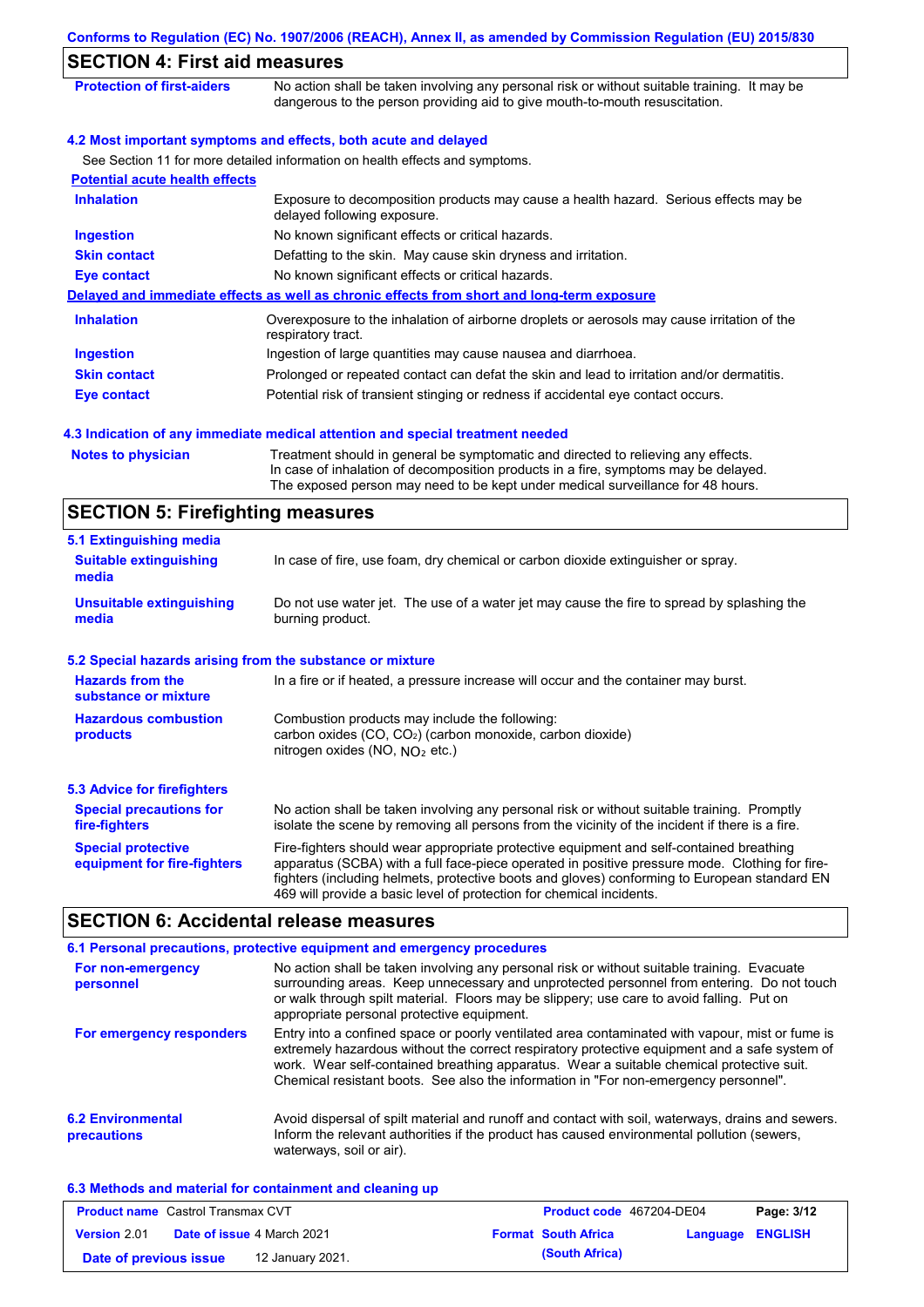## SECTION 4: First aid measures

| | |
|---|---|
| **Protection of first-aiders** | No action shall be taken involving any personal risk or without suitable training. It may be dangerous to the person providing aid to give mouth-to-mouth resuscitation. |

### 4.2 Most important symptoms and effects, both acute and delayed

See Section 11 for more detailed information on health effects and symptoms.

**Potential acute health effects**

| | |
|---|---|
| **Inhalation** | Exposure to decomposition products may cause a health hazard. Serious effects may be delayed following exposure. |
| **Ingestion** | No known significant effects or critical hazards. |
| **Skin contact** | Defatting to the skin. May cause skin dryness and irritation. |
| **Eye contact** | No known significant effects or critical hazards. |

**Delayed and immediate effects as well as chronic effects from short and long-term exposure**

| | |
|---|---|
| **Inhalation** | Overexposure to the inhalation of airborne droplets or aerosols may cause irritation of the respiratory tract. |
| **Ingestion** | Ingestion of large quantities may cause nausea and diarrhoea. |
| **Skin contact** | Prolonged or repeated contact can defat the skin and lead to irritation and/or dermatitis. |
| **Eye contact** | Potential risk of transient stinging or redness if accidental eye contact occurs. |

### 4.3 Indication of any immediate medical attention and special treatment needed

| | |
|---|---|
| **Notes to physician** | Treatment should in general be symptomatic and directed to relieving any effects. In case of inhalation of decomposition products in a fire, symptoms may be delayed. The exposed person may need to be kept under medical surveillance for 48 hours. |

## SECTION 5: Firefighting measures

### 5.1 Extinguishing media

| | |
|---|---|
| **Suitable extinguishing media** | In case of fire, use foam, dry chemical or carbon dioxide extinguisher or spray. |
| **Unsuitable extinguishing media** | Do not use water jet. The use of a water jet may cause the fire to spread by splashing the burning product. |

### 5.2 Special hazards arising from the substance or mixture

| | |
|---|---|
| **Hazards from the substance or mixture** | In a fire or if heated, a pressure increase will occur and the container may burst. |
| **Hazardous combustion products** | Combustion products may include the following:<br>carbon oxides ($CO$, $CO_2$) (carbon monoxide, carbon dioxide)<br>nitrogen oxides ($NO$, $NO_2$ etc.) |

### 5.3 Advice for firefighters

| | |
|---|---|
| **Special precautions for fire-fighters** | No action shall be taken involving any personal risk or without suitable training. Promptly isolate the scene by removing all persons from the vicinity of the incident if there is a fire. |
| **Special protective equipment for fire-fighters** | Fire-fighters should wear appropriate protective equipment and self-contained breathing apparatus (SCBA) with a full face-piece operated in positive pressure mode. Clothing for fire-fighters (including helmets, protective boots and gloves) conforming to European standard EN 469 will provide a basic level of protection for chemical incidents. |

## SECTION 6: Accidental release measures

### 6.1 Personal precautions, protective equipment and emergency procedures

| | |
|---|---|
| **For non-emergency personnel** | No action shall be taken involving any personal risk or without suitable training. Evacuate surrounding areas. Keep unnecessary and unprotected personnel from entering. Do not touch or walk through spilt material. Floors may be slippery; use care to avoid falling. Put on appropriate personal protective equipment. |
| **For emergency responders** | Entry into a confined space or poorly ventilated area contaminated with vapour, mist or fume is extremely hazardous without the correct respiratory protective equipment and a safe system of work. Wear self-contained breathing apparatus. Wear a suitable chemical protective suit. Chemical resistant boots. See also the information in "For non-emergency personnel". |

| | |
|---|---|
| **6.2 Environmental precautions** | Avoid dispersal of spilt material and runoff and contact with soil, waterways, drains and sewers. Inform the relevant authorities if the product has caused environmental pollution (sewers, waterways, soil or air). |

### 6.3 Methods and material for containment and cleaning up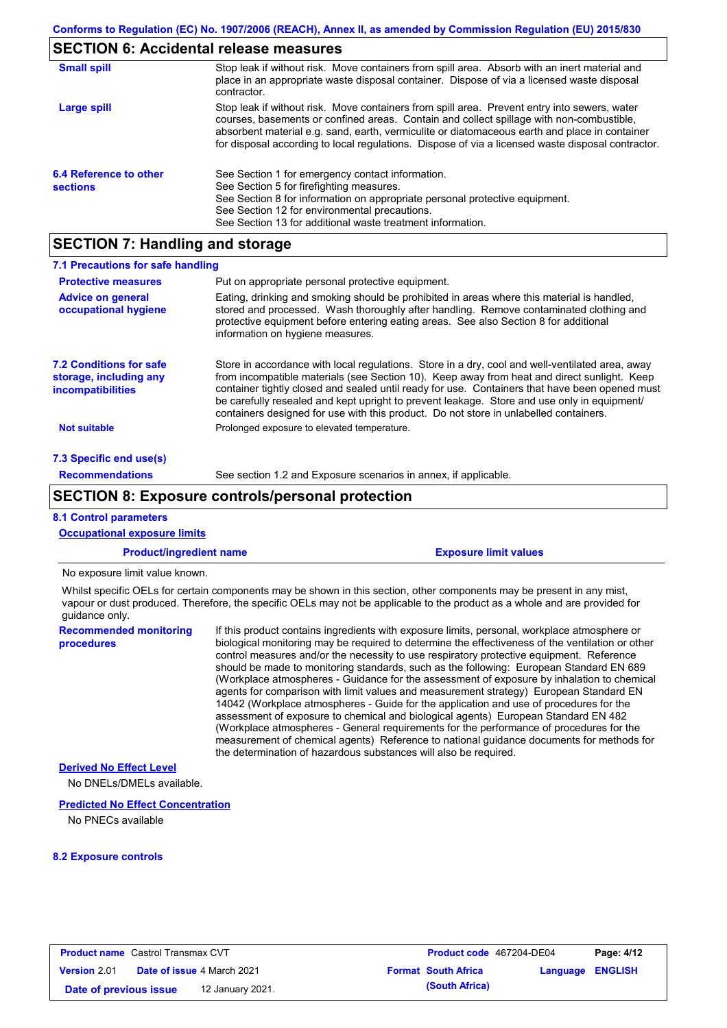## SECTION 6: Accidental release measures

| | |
|---|---|
| **Small spill** | Stop leak if without risk. Move containers from spill area. Absorb with an inert material and place in an appropriate waste disposal container. Dispose of via a licensed waste disposal contractor. |
| **Large spill** | Stop leak if without risk. Move containers from spill area. Prevent entry into sewers, water courses, basements or confined areas. Contain and collect spillage with non-combustible, absorbent material e.g. sand, earth, vermiculite or diatomaceous earth and place in container for disposal according to local regulations. Dispose of via a licensed waste disposal contractor. |

**6.4 Reference to other sections**

See Section 1 for emergency contact information.
See Section 5 for firefighting measures.
See Section 8 for information on appropriate personal protective equipment.
See Section 12 for environmental precautions.
See Section 13 for additional waste treatment information.

## SECTION 7: Handling and storage

### 7.1 Precautions for safe handling

| | |
|---|---|
| **Protective measures** | Put on appropriate personal protective equipment. |
| **Advice on general occupational hygiene** | Eating, drinking and smoking should be prohibited in areas where this material is handled, stored and processed. Wash thoroughly after handling. Remove contaminated clothing and protective equipment before entering eating areas. See also Section 8 for additional information on hygiene measures. |

**7.2 Conditions for safe storage, including any incompatibilities**

Store in accordance with local regulations. Store in a dry, cool and well-ventilated area, away from incompatible materials (see Section 10). Keep away from heat and direct sunlight. Keep container tightly closed and sealed until ready for use. Containers that have been opened must be carefully resealed and kept upright to prevent leakage. Store and use only in equipment/ containers designed for use with this product. Do not store in unlabelled containers.

**Not suitable**: Prolonged exposure to elevated temperature.

### 7.3 Specific end use(s)

**Recommendations**: See section 1.2 and Exposure scenarios in annex, if applicable.

## SECTION 8: Exposure controls/personal protection

### 8.1 Control parameters

**Occupational exposure limits**

| Product/ingredient name | Exposure limit values |
|---|---|

No exposure limit value known.

Whilst specific OELs for certain components may be shown in this section, other components may be present in any mist, vapour or dust produced. Therefore, the specific OELs may not be applicable to the product as a whole and are provided for guidance only.

**Recommended monitoring procedures**

If this product contains ingredients with exposure limits, personal, workplace atmosphere or biological monitoring may be required to determine the effectiveness of the ventilation or other control measures and/or the necessity to use respiratory protective equipment. Reference should be made to monitoring standards, such as the following: European Standard EN 689 (Workplace atmospheres - Guidance for the assessment of exposure by inhalation to chemical agents for comparison with limit values and measurement strategy) European Standard EN 14042 (Workplace atmospheres - Guide for the application and use of procedures for the assessment of exposure to chemical and biological agents) European Standard EN 482 (Workplace atmospheres - General requirements for the performance of procedures for the measurement of chemical agents) Reference to national guidance documents for methods for the determination of hazardous substances will also be required.

**Derived No Effect Level**

No DNELs/DMELs available.

**Predicted No Effect Concentration**

No PNECs available

### 8.2 Exposure controls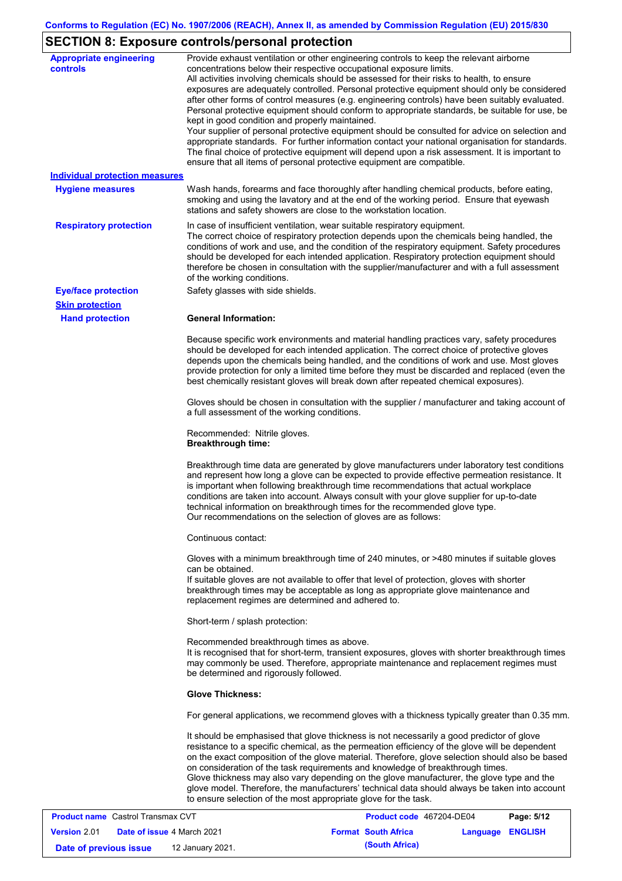## SECTION 8: Exposure controls/personal protection

**Appropriate engineering controls**

Provide exhaust ventilation or other engineering controls to keep the relevant airborne concentrations below their respective occupational exposure limits.
All activities involving chemicals should be assessed for their risks to health, to ensure exposures are adequately controlled. Personal protective equipment should only be considered after other forms of control measures (e.g. engineering controls) have been suitably evaluated. Personal protective equipment should conform to appropriate standards, be suitable for use, be kept in good condition and properly maintained.
Your supplier of personal protective equipment should be consulted for advice on selection and appropriate standards. For further information contact your national organisation for standards. The final choice of protective equipment will depend upon a risk assessment. It is important to ensure that all items of personal protective equipment are compatible.

**Individual protection measures**

**Hygiene measures**

Wash hands, forearms and face thoroughly after handling chemical products, before eating, smoking and using the lavatory and at the end of the working period. Ensure that eyewash stations and safety showers are close to the workstation location.

**Respiratory protection**

In case of insufficient ventilation, wear suitable respiratory equipment.
The correct choice of respiratory protection depends upon the chemicals being handled, the conditions of work and use, and the condition of the respiratory equipment. Safety procedures should be developed for each intended application. Respiratory protection equipment should therefore be chosen in consultation with the supplier/manufacturer and with a full assessment of the working conditions.

**Eye/face protection**

Safety glasses with side shields.

**Skin protection**

**Hand protection**

**General Information:**

Because specific work environments and material handling practices vary, safety procedures should be developed for each intended application. The correct choice of protective gloves depends upon the chemicals being handled, and the conditions of work and use. Most gloves provide protection for only a limited time before they must be discarded and replaced (even the best chemically resistant gloves will break down after repeated chemical exposures).

Gloves should be chosen in consultation with the supplier / manufacturer and taking account of a full assessment of the working conditions.

Recommended: Nitrile gloves.
**Breakthrough time:**

Breakthrough time data are generated by glove manufacturers under laboratory test conditions and represent how long a glove can be expected to provide effective permeation resistance. It is important when following breakthrough time recommendations that actual workplace conditions are taken into account. Always consult with your glove supplier for up-to-date technical information on breakthrough times for the recommended glove type.
Our recommendations on the selection of gloves are as follows:

Continuous contact:

Gloves with a minimum breakthrough time of 240 minutes, or >480 minutes if suitable gloves can be obtained.
If suitable gloves are not available to offer that level of protection, gloves with shorter breakthrough times may be acceptable as long as appropriate glove maintenance and replacement regimes are determined and adhered to.

Short-term / splash protection:

Recommended breakthrough times as above.
It is recognised that for short-term, transient exposures, gloves with shorter breakthrough times may commonly be used. Therefore, appropriate maintenance and replacement regimes must be determined and rigorously followed.

**Glove Thickness:**

For general applications, we recommend gloves with a thickness typically greater than 0.35 mm.

It should be emphasised that glove thickness is not necessarily a good predictor of glove resistance to a specific chemical, as the permeation efficiency of the glove will be dependent on the exact composition of the glove material. Therefore, glove selection should also be based on consideration of the task requirements and knowledge of breakthrough times.
Glove thickness may also vary depending on the glove manufacturer, the glove type and the glove model. Therefore, the manufacturers' technical data should always be taken into account to ensure selection of the most appropriate glove for the task.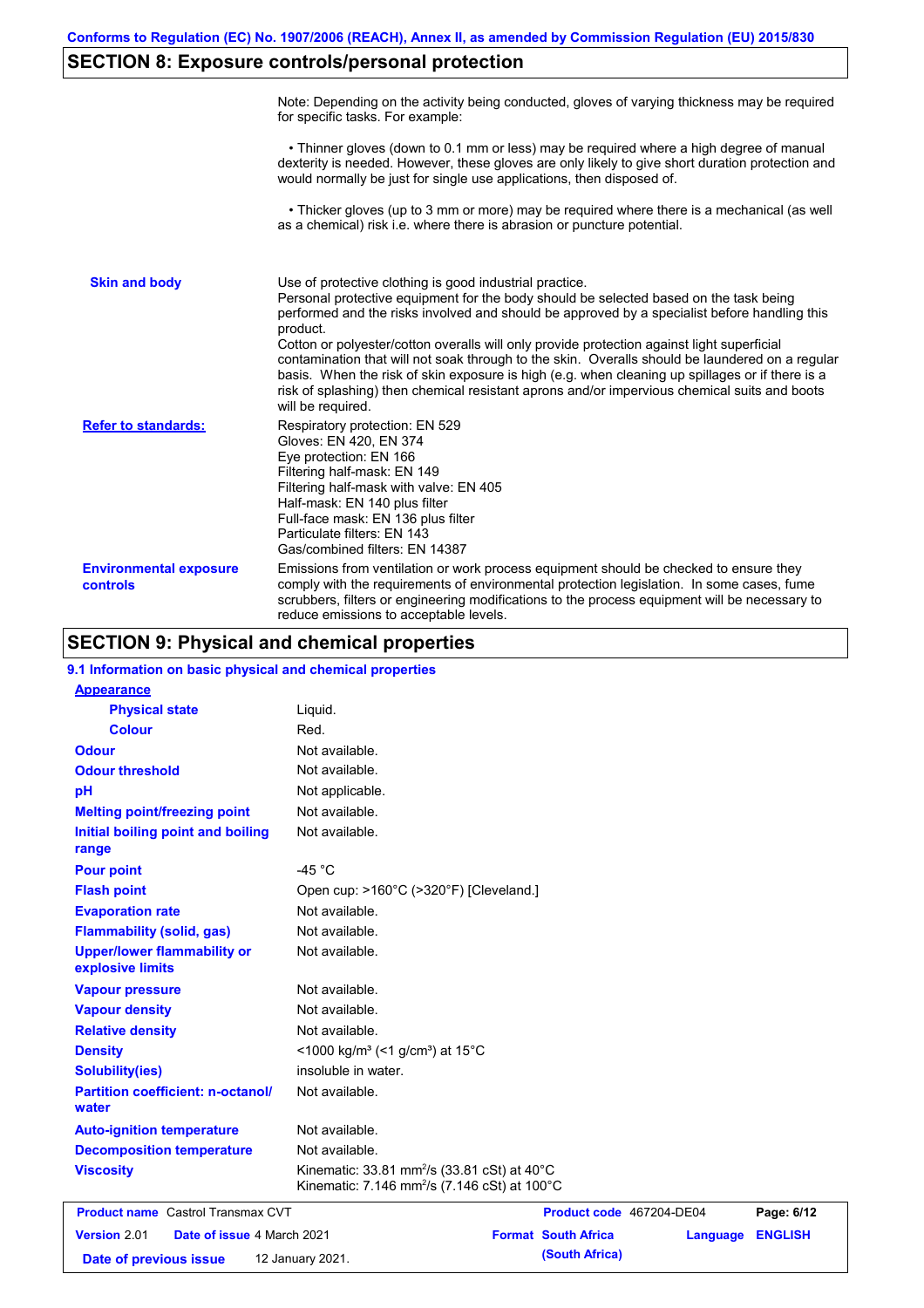Conforms to Regulation (EC) No. 1907/2006 (REACH), Annex II, as amended by Commission Regulation (EU) 2015/830

## SECTION 8: Exposure controls/personal protection

Note: Depending on the activity being conducted, gloves of varying thickness may be required for specific tasks. For example:

• Thinner gloves (down to 0.1 mm or less) may be required where a high degree of manual dexterity is needed. However, these gloves are only likely to give short duration protection and would normally be just for single use applications, then disposed of.

• Thicker gloves (up to 3 mm or more) may be required where there is a mechanical (as well as a chemical) risk i.e. where there is abrasion or puncture potential.

**Skin and body**

Use of protective clothing is good industrial practice.
Personal protective equipment for the body should be selected based on the task being performed and the risks involved and should be approved by a specialist before handling this product.
Cotton or polyester/cotton overalls will only provide protection against light superficial contamination that will not soak through to the skin. Overalls should be laundered on a regular basis. When the risk of skin exposure is high (e.g. when cleaning up spillages or if there is a risk of splashing) then chemical resistant aprons and/or impervious chemical suits and boots will be required.

**Refer to standards:**

Respiratory protection: EN 529
Gloves: EN 420, EN 374
Eye protection: EN 166
Filtering half-mask: EN 149
Filtering half-mask with valve: EN 405
Half-mask: EN 140 plus filter
Full-face mask: EN 136 plus filter
Particulate filters: EN 143
Gas/combined filters: EN 14387

**Environmental exposure controls**

Emissions from ventilation or work process equipment should be checked to ensure they comply with the requirements of environmental protection legislation. In some cases, fume scrubbers, filters or engineering modifications to the process equipment will be necessary to reduce emissions to acceptable levels.

## SECTION 9: Physical and chemical properties

### 9.1 Information on basic physical and chemical properties

| Property | Value |
|---|---|
| **Appearance** | |
| Physical state | Liquid. |
| Colour | Red. |
| Odour | Not available. |
| Odour threshold | Not available. |
| pH | Not applicable. |
| Melting point/freezing point | Not available. |
| Initial boiling point and boiling range | Not available. |
| Pour point | -45 °C |
| Flash point | Open cup: >160°C (>320°F) [Cleveland.] |
| Evaporation rate | Not available. |
| Flammability (solid, gas) | Not available. |
| Upper/lower flammability or explosive limits | Not available. |
| Vapour pressure | Not available. |
| Vapour density | Not available. |
| Relative density | Not available. |
| Density | <1000 kg/m³ (<1 g/cm³) at 15°C |
| Solubility(ies) | insoluble in water. |
| Partition coefficient: n-octanol/water | Not available. |
| Auto-ignition temperature | Not available. |
| Decomposition temperature | Not available. |
| Viscosity | Kinematic: 33.81 $mm^2/s$ (33.81 cSt) at 40°C<br>Kinematic: 7.146 $mm^2/s$ (7.146 cSt) at 100°C |

| Product name | Castrol Transmax CVT | Product code | 467204-DE04 | Page: 6/12 |
|---|---|---|---|---|
| Version 2.01 | Date of issue 4 March 2021 | Format | South Africa (South Africa) | Language ENGLISH |
| Date of previous issue | 12 January 2021. | | | |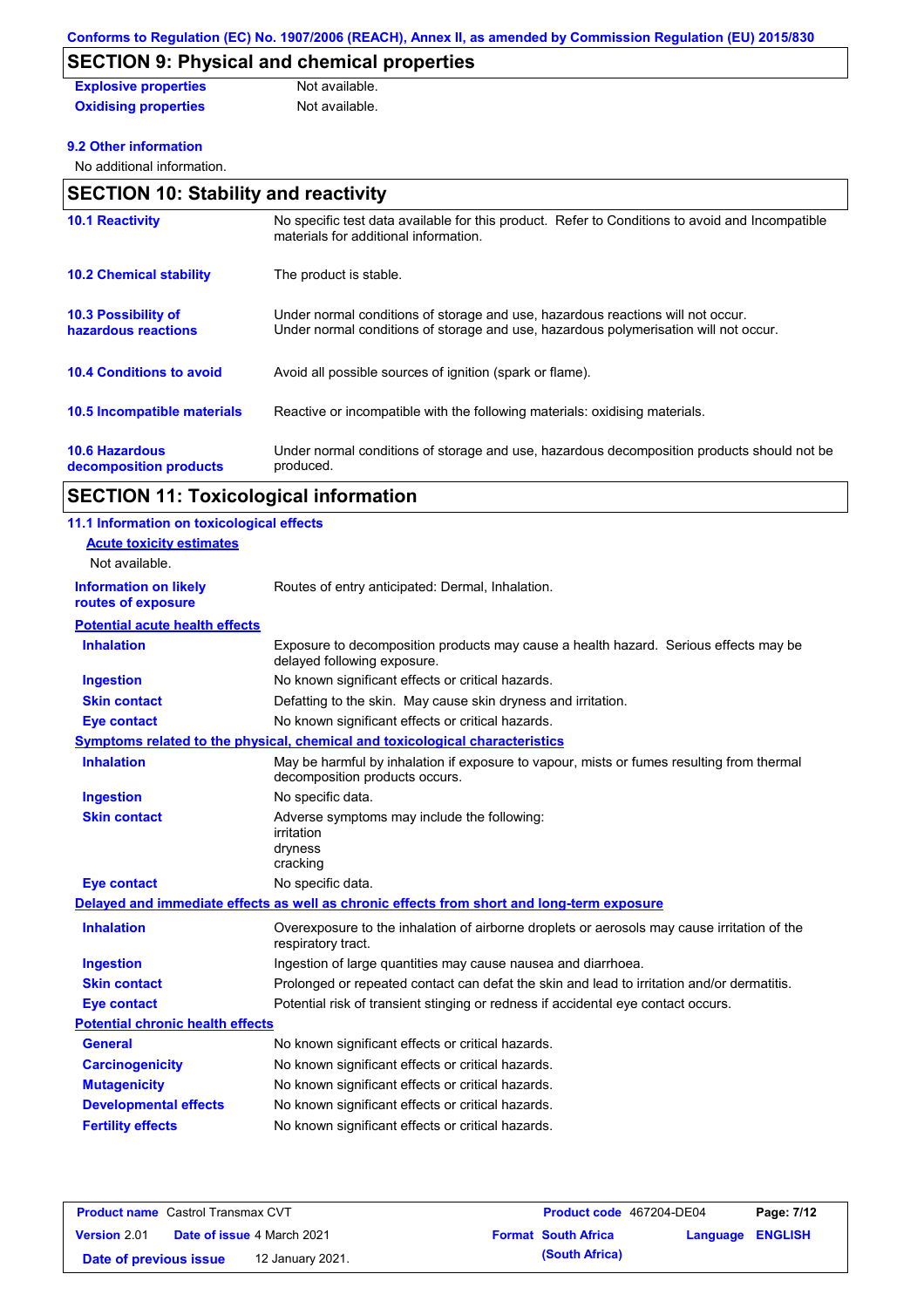## SECTION 9: Physical and chemical properties

| | |
|---|---|
| **Explosive properties** | Not available. |
| **Oxidising properties** | Not available. |

### 9.2 Other information

No additional information.

## SECTION 10: Stability and reactivity

| | |
|---|---|
| **10.1 Reactivity** | No specific test data available for this product. Refer to Conditions to avoid and Incompatible materials for additional information. |
| **10.2 Chemical stability** | The product is stable. |
| **10.3 Possibility of hazardous reactions** | Under normal conditions of storage and use, hazardous reactions will not occur. Under normal conditions of storage and use, hazardous polymerisation will not occur. |
| **10.4 Conditions to avoid** | Avoid all possible sources of ignition (spark or flame). |
| **10.5 Incompatible materials** | Reactive or incompatible with the following materials: oxidising materials. |
| **10.6 Hazardous decomposition products** | Under normal conditions of storage and use, hazardous decomposition products should not be produced. |

## SECTION 11: Toxicological information

### 11.1 Information on toxicological effects

**Acute toxicity estimates**

Not available.

| | |
|---|---|
| **Information on likely routes of exposure** | Routes of entry anticipated: Dermal, Inhalation. |

**Potential acute health effects**

| | |
|---|---|
| **Inhalation** | Exposure to decomposition products may cause a health hazard. Serious effects may be delayed following exposure. |
| **Ingestion** | No known significant effects or critical hazards. |
| **Skin contact** | Defatting to the skin. May cause skin dryness and irritation. |
| **Eye contact** | No known significant effects or critical hazards. |

**Symptoms related to the physical, chemical and toxicological characteristics**

| | |
|---|---|
| **Inhalation** | May be harmful by inhalation if exposure to vapour, mists or fumes resulting from thermal decomposition products occurs. |
| **Ingestion** | No specific data. |
| **Skin contact** | Adverse symptoms may include the following: irritation dryness cracking |
| **Eye contact** | No specific data. |

**Delayed and immediate effects as well as chronic effects from short and long-term exposure**

| | |
|---|---|
| **Inhalation** | Overexposure to the inhalation of airborne droplets or aerosols may cause irritation of the respiratory tract. |
| **Ingestion** | Ingestion of large quantities may cause nausea and diarrhoea. |
| **Skin contact** | Prolonged or repeated contact can defat the skin and lead to irritation and/or dermatitis. |
| **Eye contact** | Potential risk of transient stinging or redness if accidental eye contact occurs. |

**Potential chronic health effects**

| | |
|---|---|
| **General** | No known significant effects or critical hazards. |
| **Carcinogenicity** | No known significant effects or critical hazards. |
| **Mutagenicity** | No known significant effects or critical hazards. |
| **Developmental effects** | No known significant effects or critical hazards. |
| **Fertility effects** | No known significant effects or critical hazards. |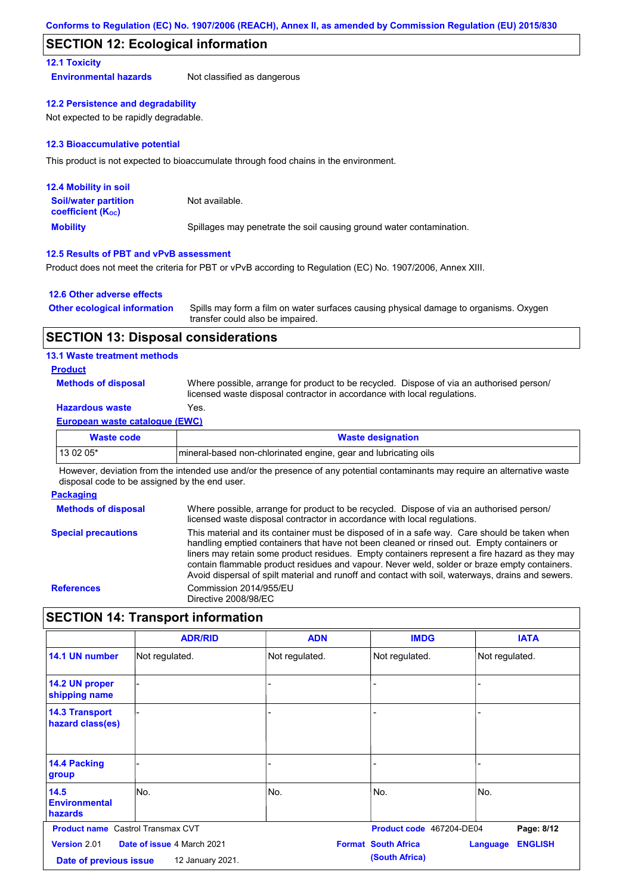## SECTION 12: Ecological information

### 12.1 Toxicity

**Environmental hazards** Not classified as dangerous

### 12.2 Persistence and degradability

Not expected to be rapidly degradable.

### 12.3 Bioaccumulative potential

This product is not expected to bioaccumulate through food chains in the environment.

### 12.4 Mobility in soil

**Soil/water partition coefficient ($K_{OC}$)** Not available.

**Mobility** Spillages may penetrate the soil causing ground water contamination.

### 12.5 Results of PBT and vPvB assessment

Product does not meet the criteria for PBT or vPvB according to Regulation (EC) No. 1907/2006, Annex XIII.

### 12.6 Other adverse effects

**Other ecological information** Spills may form a film on water surfaces causing physical damage to organisms. Oxygen transfer could also be impaired.

## SECTION 13: Disposal considerations

### 13.1 Waste treatment methods

**Product**

**Methods of disposal** Where possible, arrange for product to be recycled. Dispose of via an authorised person/ licensed waste disposal contractor in accordance with local regulations.

**Hazardous waste** Yes.

**European waste catalogue (EWC)**

| Waste code | Waste designation |
|---|---|
| 13 02 05* | mineral-based non-chlorinated engine, gear and lubricating oils |

However, deviation from the intended use and/or the presence of any potential contaminants may require an alternative waste disposal code to be assigned by the end user.

**Packaging**

**Methods of disposal** Where possible, arrange for product to be recycled. Dispose of via an authorised person/ licensed waste disposal contractor in accordance with local regulations.

**Special precautions** This material and its container must be disposed of in a safe way. Care should be taken when handling emptied containers that have not been cleaned or rinsed out. Empty containers or liners may retain some product residues. Empty containers represent a fire hazard as they may contain flammable product residues and vapour. Never weld, solder or braze empty containers. Avoid dispersal of spilt material and runoff and contact with soil, waterways, drains and sewers.

**References** Commission 2014/955/EU
Directive 2008/98/EC

## SECTION 14: Transport information

| | ADR/RID | ADN | IMDG | IATA |
|---|---|---|---|---|
| 14.1 UN number | Not regulated. | Not regulated. | Not regulated. | Not regulated. |
| 14.2 UN proper shipping name | - | - | - | - |
| 14.3 Transport hazard class(es) | - | - | - | - |
| 14.4 Packing group | - | - | - | - |
| 14.5 Environmental hazards | No. | No. | No. | No. |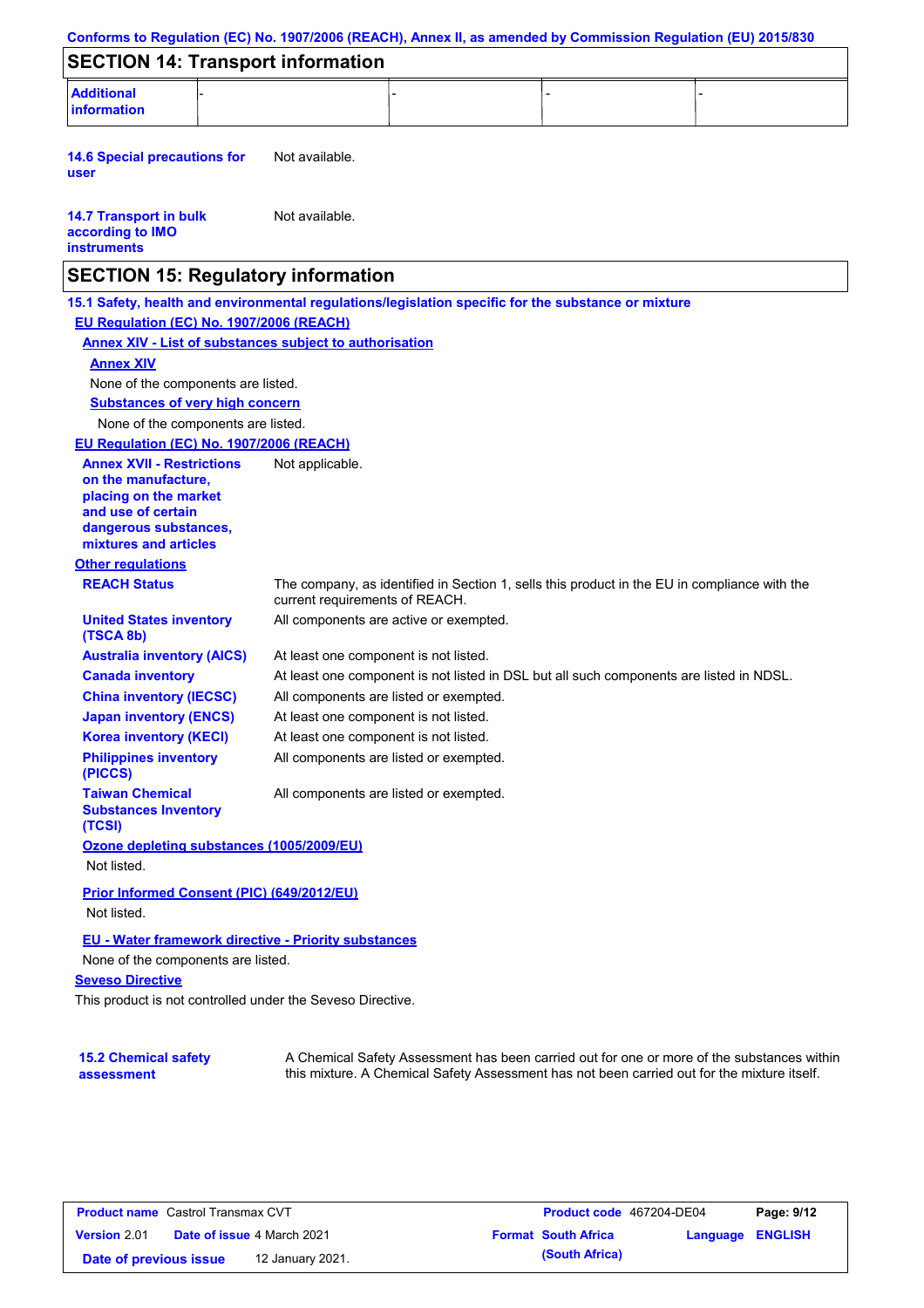## SECTION 14: Transport information

| Additional information | - | - | - | - |
|---|---|---|---|---|

**14.6 Special precautions for user** Not available.

**14.7 Transport in bulk according to IMO instruments** Not available.

## SECTION 15: Regulatory information

**15.1 Safety, health and environmental regulations/legislation specific for the substance or mixture**

**EU Regulation (EC) No. 1907/2006 (REACH)**

**Annex XIV - List of substances subject to authorisation**

**Annex XIV**

None of the components are listed.

**Substances of very high concern**

None of the components are listed.

**EU Regulation (EC) No. 1907/2006 (REACH)**

**Annex XVII - Restrictions on the manufacture, placing on the market and use of certain dangerous substances, mixtures and articles** Not applicable.

**Other regulations**

| | |
|---|---|
| **REACH Status** | The company, as identified in Section 1, sells this product in the EU in compliance with the current requirements of REACH. |
| **United States inventory (TSCA 8b)** | All components are active or exempted. |
| **Australia inventory (AICS)** | At least one component is not listed. |
| **Canada inventory** | At least one component is not listed in DSL but all such components are listed in NDSL. |
| **China inventory (IECSC)** | All components are listed or exempted. |
| **Japan inventory (ENCS)** | At least one component is not listed. |
| **Korea inventory (KECI)** | At least one component is not listed. |
| **Philippines inventory (PICCS)** | All components are listed or exempted. |
| **Taiwan Chemical Substances Inventory (TCSI)** | All components are listed or exempted. |

**Ozone depleting substances (1005/2009/EU)**

Not listed.

**Prior Informed Consent (PIC) (649/2012/EU)**

Not listed.

**EU - Water framework directive - Priority substances**

None of the components are listed.

**Seveso Directive**

This product is not controlled under the Seveso Directive.

**15.2 Chemical safety assessment** A Chemical Safety Assessment has been carried out for one or more of the substances within this mixture. A Chemical Safety Assessment has not been carried out for the mixture itself.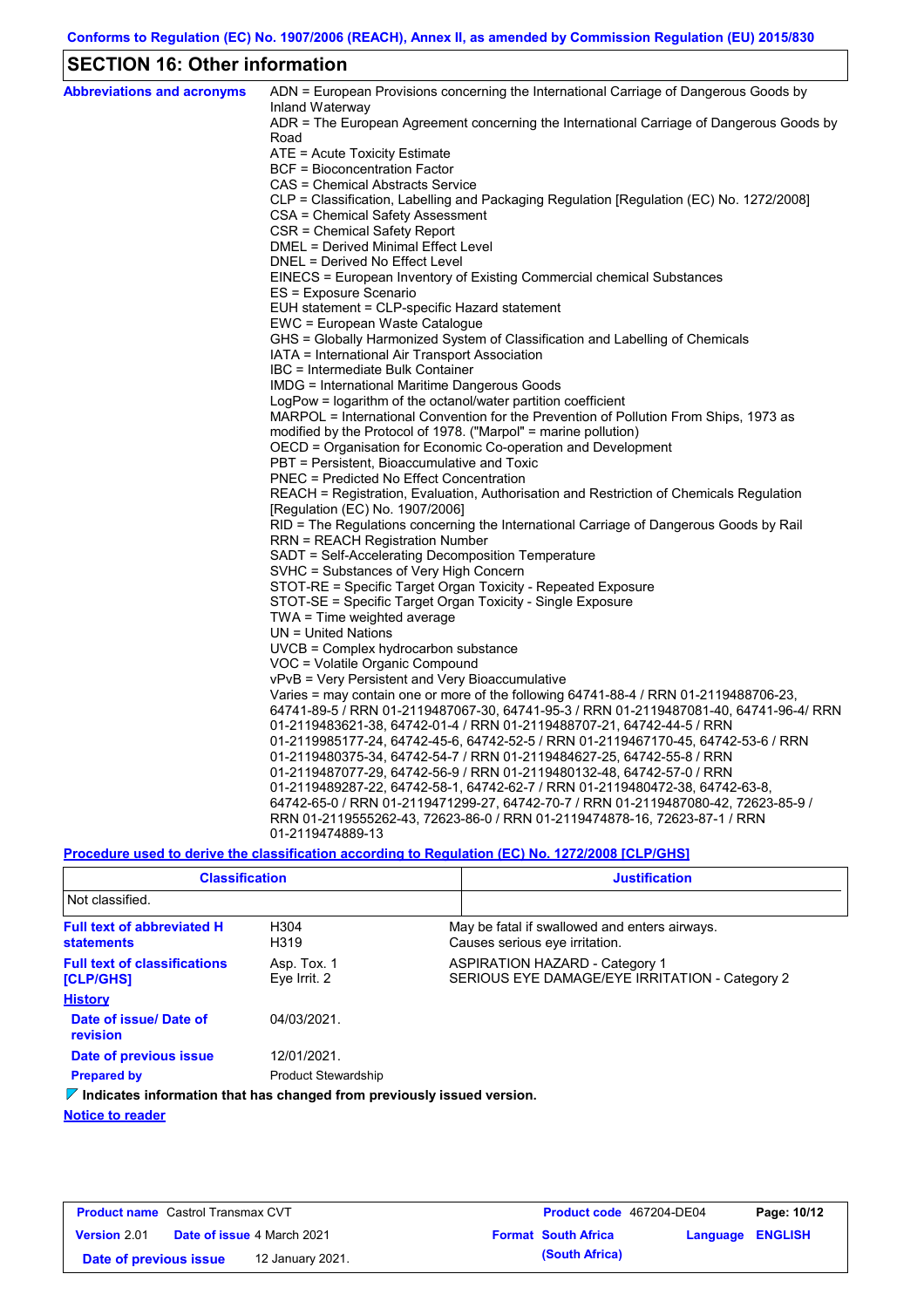## SECTION 16: Other information

**Abbreviations and acronyms**

ADN = European Provisions concerning the International Carriage of Dangerous Goods by Inland Waterway
ADR = The European Agreement concerning the International Carriage of Dangerous Goods by Road
ATE = Acute Toxicity Estimate
BCF = Bioconcentration Factor
CAS = Chemical Abstracts Service
CLP = Classification, Labelling and Packaging Regulation [Regulation (EC) No. 1272/2008]
CSA = Chemical Safety Assessment
CSR = Chemical Safety Report
DMEL = Derived Minimal Effect Level
DNEL = Derived No Effect Level
EINECS = European Inventory of Existing Commercial chemical Substances
ES = Exposure Scenario
EUH statement = CLP-specific Hazard statement
EWC = European Waste Catalogue
GHS = Globally Harmonized System of Classification and Labelling of Chemicals
IATA = International Air Transport Association
IBC = Intermediate Bulk Container
IMDG = International Maritime Dangerous Goods
LogPow = logarithm of the octanol/water partition coefficient
MARPOL = International Convention for the Prevention of Pollution From Ships, 1973 as modified by the Protocol of 1978. ("Marpol" = marine pollution)
OECD = Organisation for Economic Co-operation and Development
PBT = Persistent, Bioaccumulative and Toxic
PNEC = Predicted No Effect Concentration
REACH = Registration, Evaluation, Authorisation and Restriction of Chemicals Regulation [Regulation (EC) No. 1907/2006]
RID = The Regulations concerning the International Carriage of Dangerous Goods by Rail
RRN = REACH Registration Number
SADT = Self-Accelerating Decomposition Temperature
SVHC = Substances of Very High Concern
STOT-RE = Specific Target Organ Toxicity - Repeated Exposure
STOT-SE = Specific Target Organ Toxicity - Single Exposure
TWA = Time weighted average
UN = United Nations
UVCB = Complex hydrocarbon substance
VOC = Volatile Organic Compound
vPvB = Very Persistent and Very Bioaccumulative
Varies = may contain one or more of the following 64741-88-4 / RRN 01-2119488706-23, 64741-89-5 / RRN 01-2119487067-30, 64741-95-3 / RRN 01-2119487081-40, 64741-96-4/ RRN 01-2119483621-38, 64742-01-4 / RRN 01-2119488707-21, 64742-44-5 / RRN 01-2119985177-24, 64742-45-6, 64742-52-5 / RRN 01-2119467170-45, 64742-53-6 / RRN 01-2119480375-34, 64742-54-7 / RRN 01-2119484627-25, 64742-55-8 / RRN 01-2119487077-29, 64742-56-9 / RRN 01-2119480132-48, 64742-57-0 / RRN 01-2119489287-22, 64742-58-1, 64742-62-7 / RRN 01-2119480472-38, 64742-63-8, 64742-65-0 / RRN 01-2119471299-27, 64742-70-7 / RRN 01-2119487080-42, 72623-85-9 / RRN 01-2119555262-43, 72623-86-0 / RRN 01-2119474878-16, 72623-87-1 / RRN 01-2119474889-13

**Procedure used to derive the classification according to Regulation (EC) No. 1272/2008 [CLP/GHS]**

| Classification | Justification |
|---|---|
| Not classified. | |

**Full text of abbreviated H statements**

| | |
|---|---|
| H304 | May be fatal if swallowed and enters airways. |
| H319 | Causes serious eye irritation. |

**Full text of classifications [CLP/GHS]**

| | |
|---|---|
| Asp. Tox. 1 | ASPIRATION HAZARD - Category 1 |
| Eye Irrit. 2 | SERIOUS EYE DAMAGE/EYE IRRITATION - Category 2 |

**History**

**Date of issue/ Date of revision:** 04/03/2021.

**Date of previous issue:** 12/01/2021.

**Prepared by:** Product Stewardship

**Indicates information that has changed from previously issued version.**

**Notice to reader**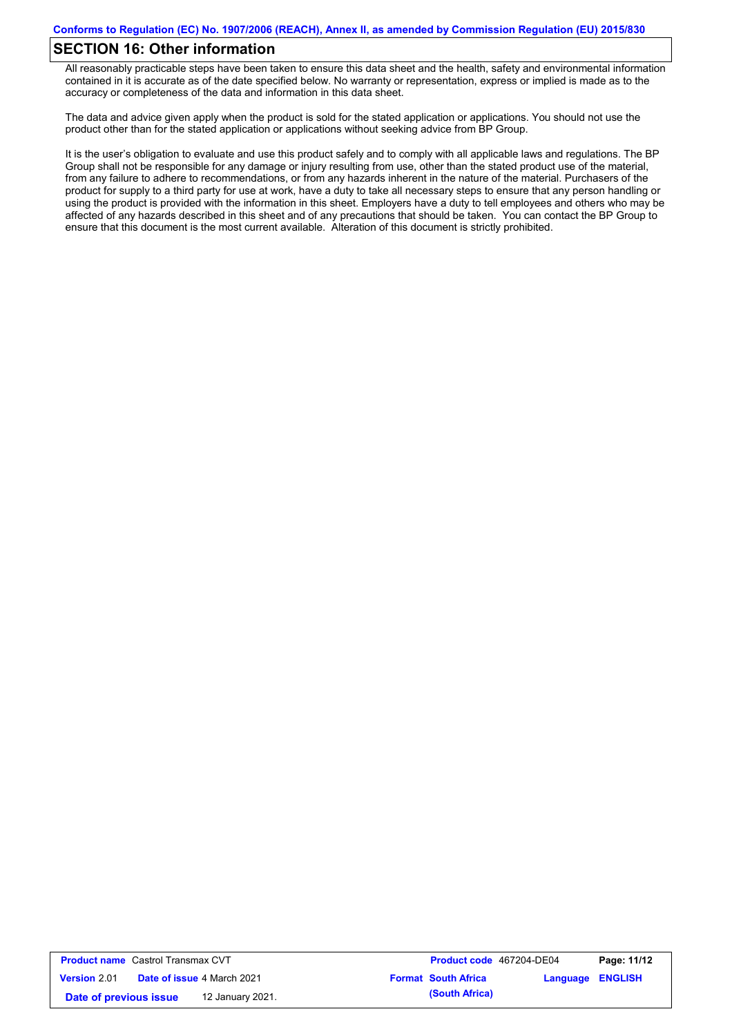## SECTION 16: Other information

All reasonably practicable steps have been taken to ensure this data sheet and the health, safety and environmental information contained in it is accurate as of the date specified below. No warranty or representation, express or implied is made as to the accuracy or completeness of the data and information in this data sheet.

The data and advice given apply when the product is sold for the stated application or applications. You should not use the product other than for the stated application or applications without seeking advice from BP Group.

It is the user's obligation to evaluate and use this product safely and to comply with all applicable laws and regulations. The BP Group shall not be responsible for any damage or injury resulting from use, other than the stated product use of the material, from any failure to adhere to recommendations, or from any hazards inherent in the nature of the material. Purchasers of the product for supply to a third party for use at work, have a duty to take all necessary steps to ensure that any person handling or using the product is provided with the information in this sheet. Employers have a duty to tell employees and others who may be affected of any hazards described in this sheet and of any precautions that should be taken. You can contact the BP Group to ensure that this document is the most current available. Alteration of this document is strictly prohibited.